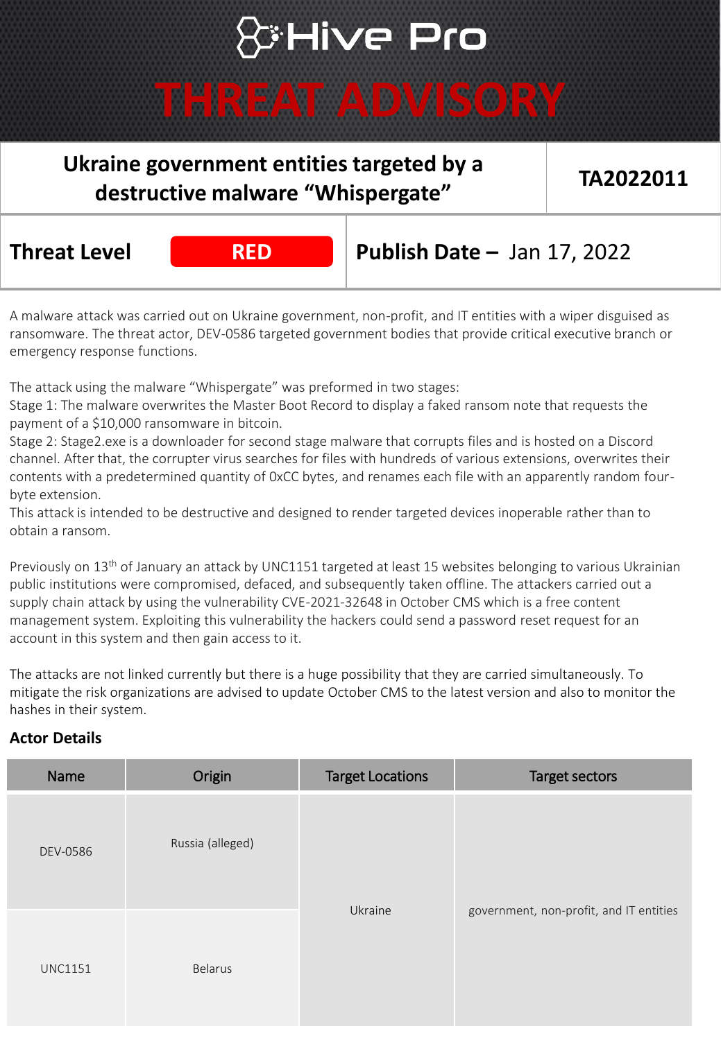# Hive Pro

# THREAT ADVISORY

| **Ukraine government entities targeted by a destructive malware "Whispergate"** | **TA2022011** |
|---|---|

| **Threat Level** | **RED** | **Publish Date –** Jan 17, 2022 |
|---|---|---|

A malware attack was carried out on Ukraine government, non-profit, and IT entities with a wiper disguised as ransomware. The threat actor, DEV-0586 targeted government bodies that provide critical executive branch or emergency response functions.

The attack using the malware "Whispergate" was preformed in two stages:
Stage 1: The malware overwrites the Master Boot Record to display a faked ransom note that requests the payment of a $10,000 ransomware in bitcoin.
Stage 2: Stage2.exe is a downloader for second stage malware that corrupts files and is hosted on a Discord channel. After that, the corrupter virus searches for files with hundreds of various extensions, overwrites their contents with a predetermined quantity of 0xCC bytes, and renames each file with an apparently random four-byte extension.
This attack is intended to be destructive and designed to render targeted devices inoperable rather than to obtain a ransom.

Previously on 13th of January an attack by UNC1151 targeted at least 15 websites belonging to various Ukrainian public institutions were compromised, defaced, and subsequently taken offline. The attackers carried out a supply chain attack by using the vulnerability CVE-2021-32648 in October CMS which is a free content management system. Exploiting this vulnerability the hackers could send a password reset request for an account in this system and then gain access to it.

The attacks are not linked currently but there is a huge possibility that they are carried simultaneously. To mitigate the risk organizations are advised to update October CMS to the latest version and also to monitor the hashes in their system.

### Actor Details

| Name | Origin | Target Locations | Target sectors |
|---|---|---|---|
| DEV-0586 | Russia (alleged) | Ukraine | government, non-profit, and IT entities |
| UNC1151 | Belarus | | |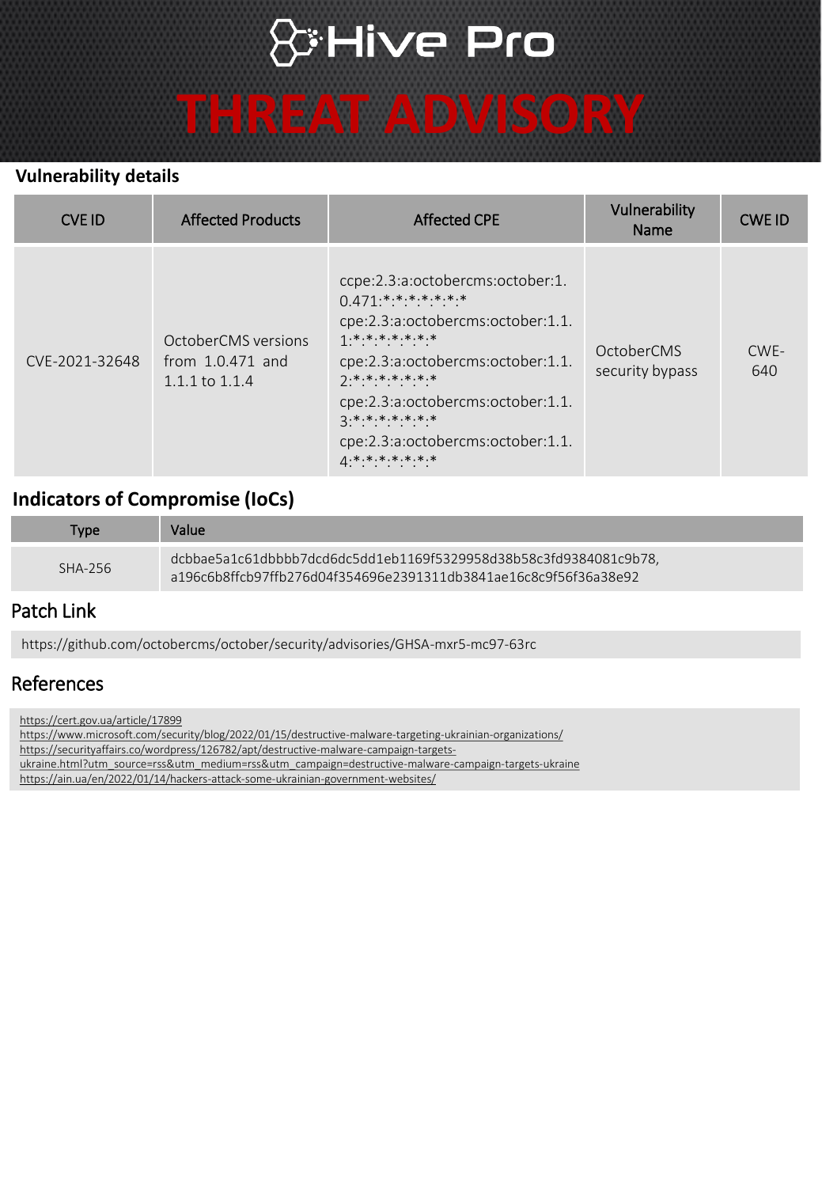# Hive Pro

# THREAT ADVISORY

## Vulnerability details

| CVE ID | Affected Products | Affected CPE | Vulnerability Name | CWE ID |
|---|---|---|---|---|
| CVE-2021-32648 | OctoberCMS versions from 1.0.471 and 1.1.1 to 1.1.4 | ccpe:2.3:a:octobercms:october:1.0.471:*:*:*:*:*:*:* cpe:2.3:a:octobercms:october:1.1.1:*:*:*:*:*:*:* cpe:2.3:a:octobercms:october:1.1.2:*:*:*:*:*:*:* cpe:2.3:a:octobercms:october:1.1.3:*:*:*:*:*:*:* cpe:2.3:a:octobercms:october:1.1.4:*:*:*:*:*:*:* | OctoberCMS security bypass | CWE-640 |

## Indicators of Compromise (IoCs)

| Type | Value |
|---|---|
| SHA-256 | dcbbae5a1c61dbbbb7dcd6dc5dd1eb1169f5329958d38b58c3fd9384081c9b78, a196c6b8ffcb97ffb276d04f354696e2391311db3841ae16c8c9f56f36a38e92 |

## Patch Link

https://github.com/octobercms/october/security/advisories/GHSA-mxr5-mc97-63rc

## References

https://cert.gov.ua/article/17899
https://www.microsoft.com/security/blog/2022/01/15/destructive-malware-targeting-ukrainian-organizations/
https://securityaffairs.co/wordpress/126782/apt/destructive-malware-campaign-targets-ukraine.html?utm_source=rss&utm_medium=rss&utm_campaign=destructive-malware-campaign-targets-ukraine
https://ain.ua/en/2022/01/14/hackers-attack-some-ukrainian-government-websites/